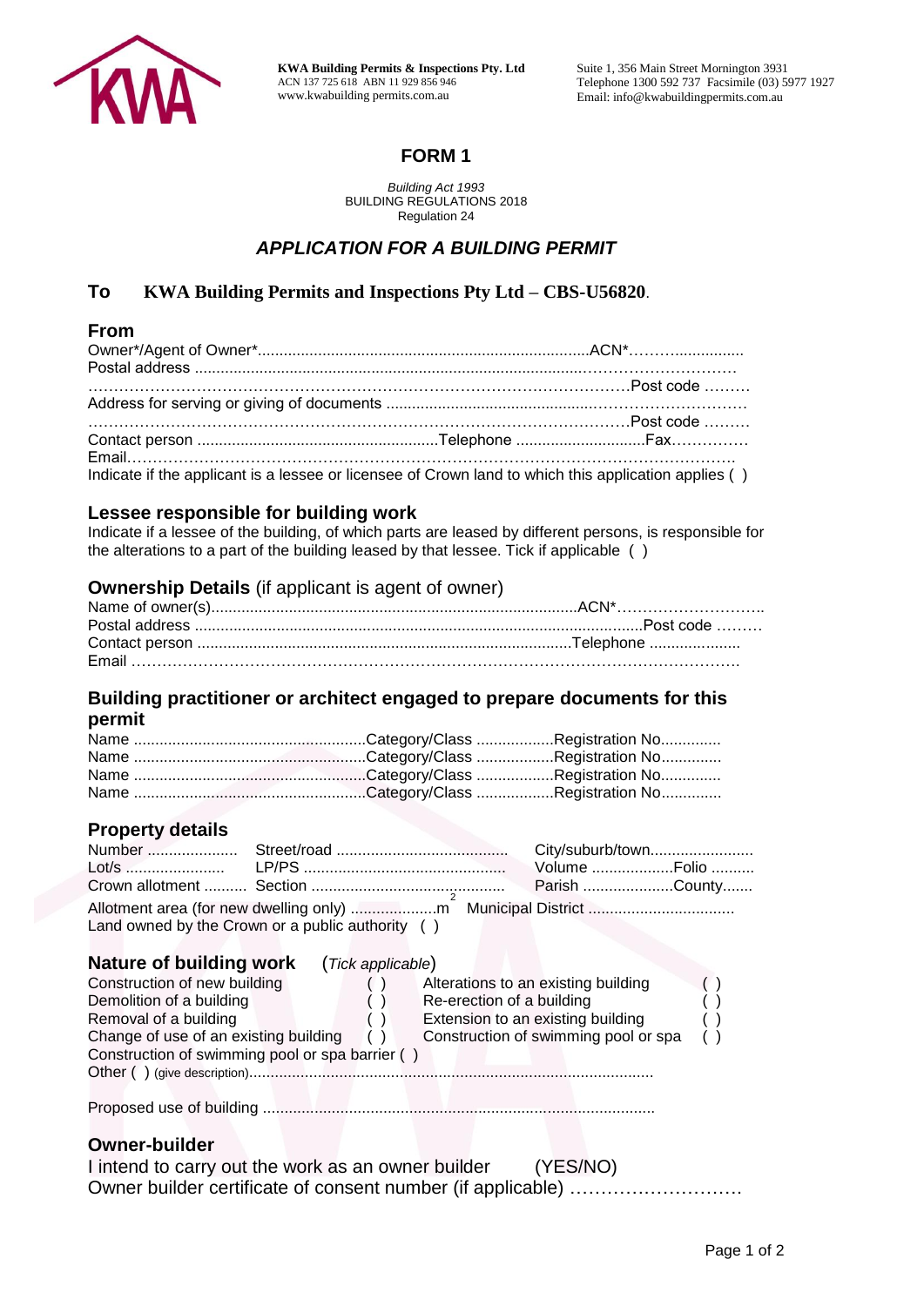**KWA Building Permits & Inspections Pty. Ltd**
ACN 137 725 618 ABN 11 929 856 946
www.kwabuilding permits.com.au

Suite 1, 356 Main Street Mornington 3931
Telephone 1300 592 737 Facsimile (03) 5977 1927
Email: info@kwabuildingpermits.com.au

# FORM 1

*Building Act 1993*
BUILDING REGULATIONS 2018
Regulation 24

## *APPLICATION FOR A BUILDING PERMIT*

## To KWA Building Permits and Inspections Pty Ltd – CBS-U56820.

## From

Owner*/Agent of Owner*............................................................................ACN*………...............
Postal address ......................................................................................………………………
…………………………………………………………………………………………Post code ………
Address for serving or giving of documents ............................................……………………….
…………………………………………………………………………………………Post code ………
Contact person .......................................................Telephone .............................Fax……………
Email………………………………………………………………………………………………………
Indicate if the applicant is a lessee or licensee of Crown land to which this application applies ( )

## Lessee responsible for building work

Indicate if a lessee of the building, of which parts are leased by different persons, is responsible for the alterations to a part of the building leased by that lessee. Tick if applicable ( )

## Ownership Details (if applicant is agent of owner)

Name of owner(s)...................................................................................ACN*………………………..
Postal address ......................................................................................................Post code ………
Contact person .....................................................................................Telephone .....................
Email …………………………………………………………………………………………………….

## Building practitioner or architect engaged to prepare documents for this permit

Name .....................................................Category/Class ..................Registration No.............
Name .....................................................Category/Class ..................Registration No.............
Name .....................................................Category/Class ..................Registration No.............
Name .....................................................Category/Class ..................Registration No.............

## Property details

Number ..................... Street/road ........................................ City/suburb/town........................
Lot/s ....................... LP/PS ............................................... Volume ...................Folio ..........
Crown allotment .......... Section ............................................. Parish .....................County.......
Allotment area (for new dwelling only) ....................$m^2$ Municipal District ..................................
Land owned by the Crown or a public authority ( )

## Nature of building work (*Tick applicable*)

Construction of new building ( )
Alterations to an existing building ( )
Demolition of a building ( )
Re-erection of a building ( )
Removal of a building ( )
Extension to an existing building ( )
Change of use of an existing building ( )
Construction of swimming pool or spa ( )
Construction of swimming pool or spa barrier ( )
Other ( ) (give description).............................................................................................

Proposed use of building ..........................................................................................

## Owner-builder

I intend to carry out the work as an owner builder (YES/NO)
Owner builder certificate of consent number (if applicable) ……………………….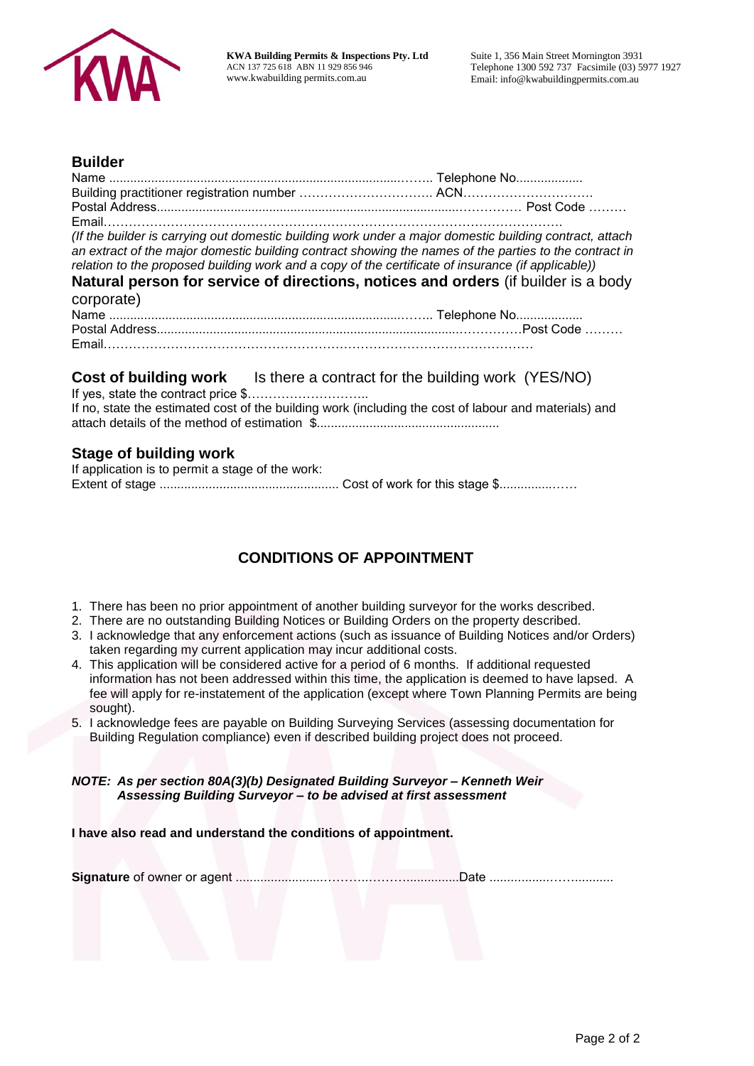KWA Building Permits & Inspections Pty. Ltd
ACN 137 725 618 ABN 11 929 856 946
www.kwabuilding permits.com.au

Suite 1, 356 Main Street Mornington 3931
Telephone 1300 592 737 Facsimile (03) 5977 1927
Email: info@kwabuildingpermits.com.au

## Builder

Name ........................................................................................ Telephone No...................
Building practitioner registration number ................................ ACN...............................
Postal Address......................................................................................... Post Code .........
Email.......................................................................................................

*(If the builder is carrying out domestic building work under a major domestic building contract, attach an extract of the major domestic building contract showing the names of the parties to the contract in relation to the proposed building work and a copy of the certificate of insurance (if applicable))*

## Natural person for service of directions, notices and orders (if builder is a body corporate)

Name ........................................................................................ Telephone No...................
Postal Address.........................................................................................Post Code .........
Email.......................................................................................................

## Cost of building work    Is there a contract for the building work (YES/NO)

If yes, state the contract price $............................
If no, state the estimated cost of the building work (including the cost of labour and materials) and attach details of the method of estimation $...................................................

## Stage of building work

If application is to permit a stage of the work:
Extent of stage .................................................. Cost of work for this stage $.....................

## CONDITIONS OF APPOINTMENT

1. There has been no prior appointment of another building surveyor for the works described.
2. There are no outstanding Building Notices or Building Orders on the property described.
3. I acknowledge that any enforcement actions (such as issuance of Building Notices and/or Orders) taken regarding my current application may incur additional costs.
4. This application will be considered active for a period of 6 months. If additional requested information has not been addressed within this time, the application is deemed to have lapsed. A fee will apply for re-instatement of the application (except where Town Planning Permits are being sought).
5. I acknowledge fees are payable on Building Surveying Services (assessing documentation for Building Regulation compliance) even if described building project does not proceed.

***NOTE: As per section 80A(3)(b) Designated Building Surveyor – Kenneth Weir***
***Assessing Building Surveyor – to be advised at first assessment***

**I have also read and understand the conditions of appointment.**

**Signature** of owner or agent ...................................................Date ..............................